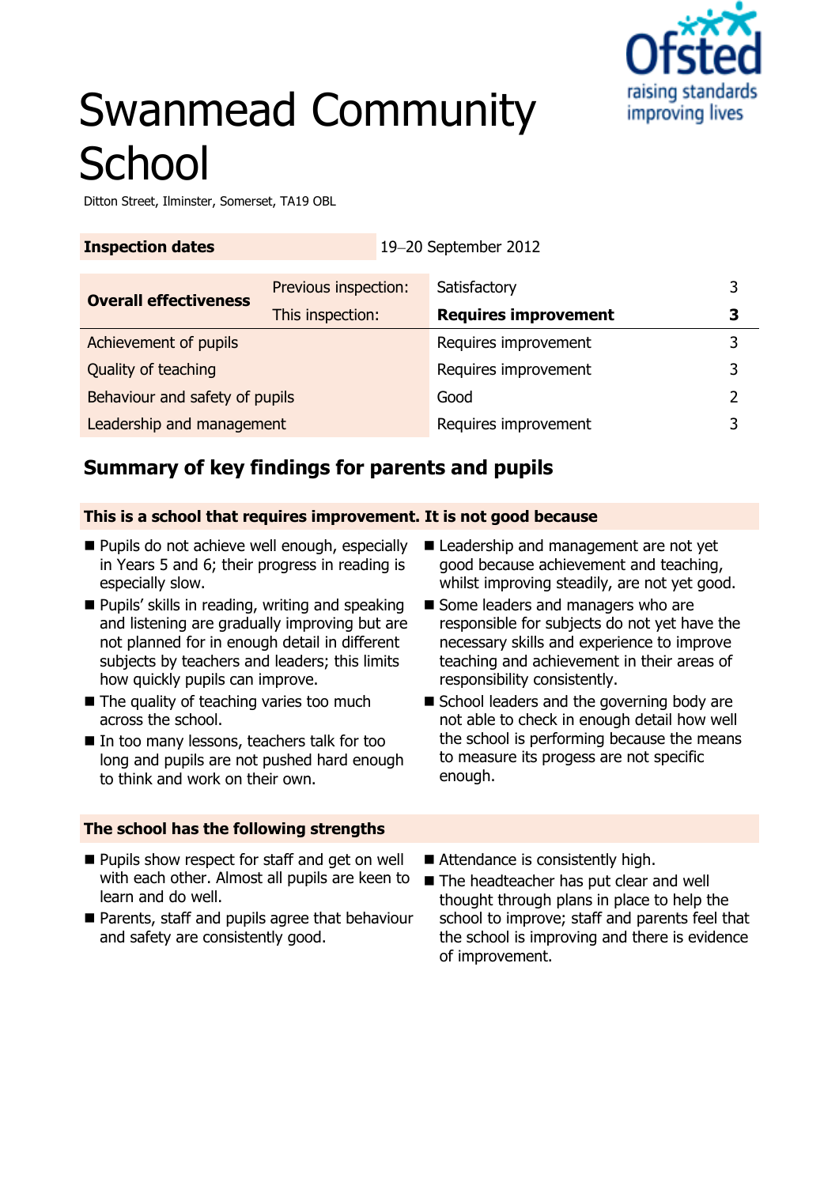# Swanmead Community School

Ditton Street, Ilminster, Somerset, TA19 OBL

| Inspection dates | | 19–20 September 2012 | |
|---|---|---|---|
| **Overall effectiveness** | Previous inspection: | Satisfactory | 3 |
| | This inspection: | **Requires improvement** | **3** |
| Achievement of pupils | | Requires improvement | 3 |
| Quality of teaching | | Requires improvement | 3 |
| Behaviour and safety of pupils | | Good | 2 |
| Leadership and management | | Requires improvement | 3 |

## Summary of key findings for parents and pupils

### This is a school that requires improvement. It is not good because

- Pupils do not achieve well enough, especially in Years 5 and 6; their progress in reading is especially slow.
- Pupils' skills in reading, writing and speaking and listening are gradually improving but are not planned for in enough detail in different subjects by teachers and leaders; this limits how quickly pupils can improve.
- The quality of teaching varies too much across the school.
- In too many lessons, teachers talk for too long and pupils are not pushed hard enough to think and work on their own.
- Leadership and management are not yet good because achievement and teaching, whilst improving steadily, are not yet good.
- Some leaders and managers who are responsible for subjects do not yet have the necessary skills and experience to improve teaching and achievement in their areas of responsibility consistently.
- School leaders and the governing body are not able to check in enough detail how well the school is performing because the means to measure its progess are not specific enough.

### The school has the following strengths

- Pupils show respect for staff and get on well with each other. Almost all pupils are keen to learn and do well.
- Parents, staff and pupils agree that behaviour and safety are consistently good.
- Attendance is consistently high.
- The headteacher has put clear and well thought through plans in place to help the school to improve; staff and parents feel that the school is improving and there is evidence of improvement.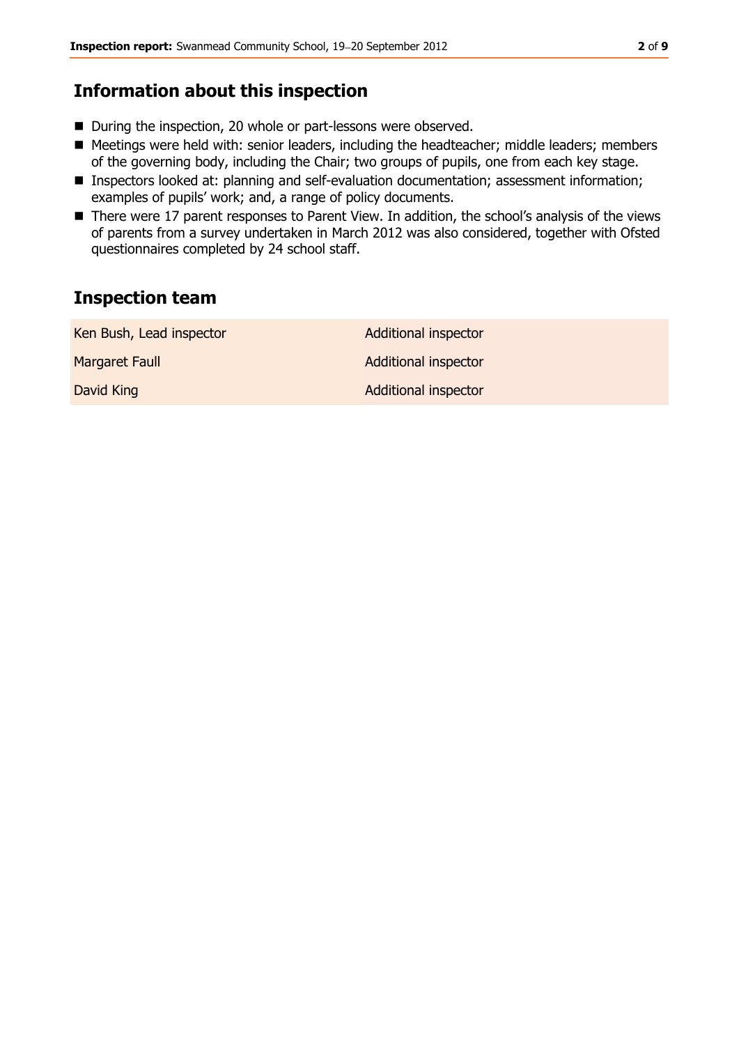## Information about this inspection

- During the inspection, 20 whole or part-lessons were observed.
- Meetings were held with: senior leaders, including the headteacher; middle leaders; members of the governing body, including the Chair; two groups of pupils, one from each key stage.
- Inspectors looked at: planning and self-evaluation documentation; assessment information; examples of pupils' work; and, a range of policy documents.
- There were 17 parent responses to Parent View. In addition, the school's analysis of the views of parents from a survey undertaken in March 2012 was also considered, together with Ofsted questionnaires completed by 24 school staff.

## Inspection team

| | |
|---|---|
| Ken Bush, Lead inspector | Additional inspector |
| Margaret Faull | Additional inspector |
| David King | Additional inspector |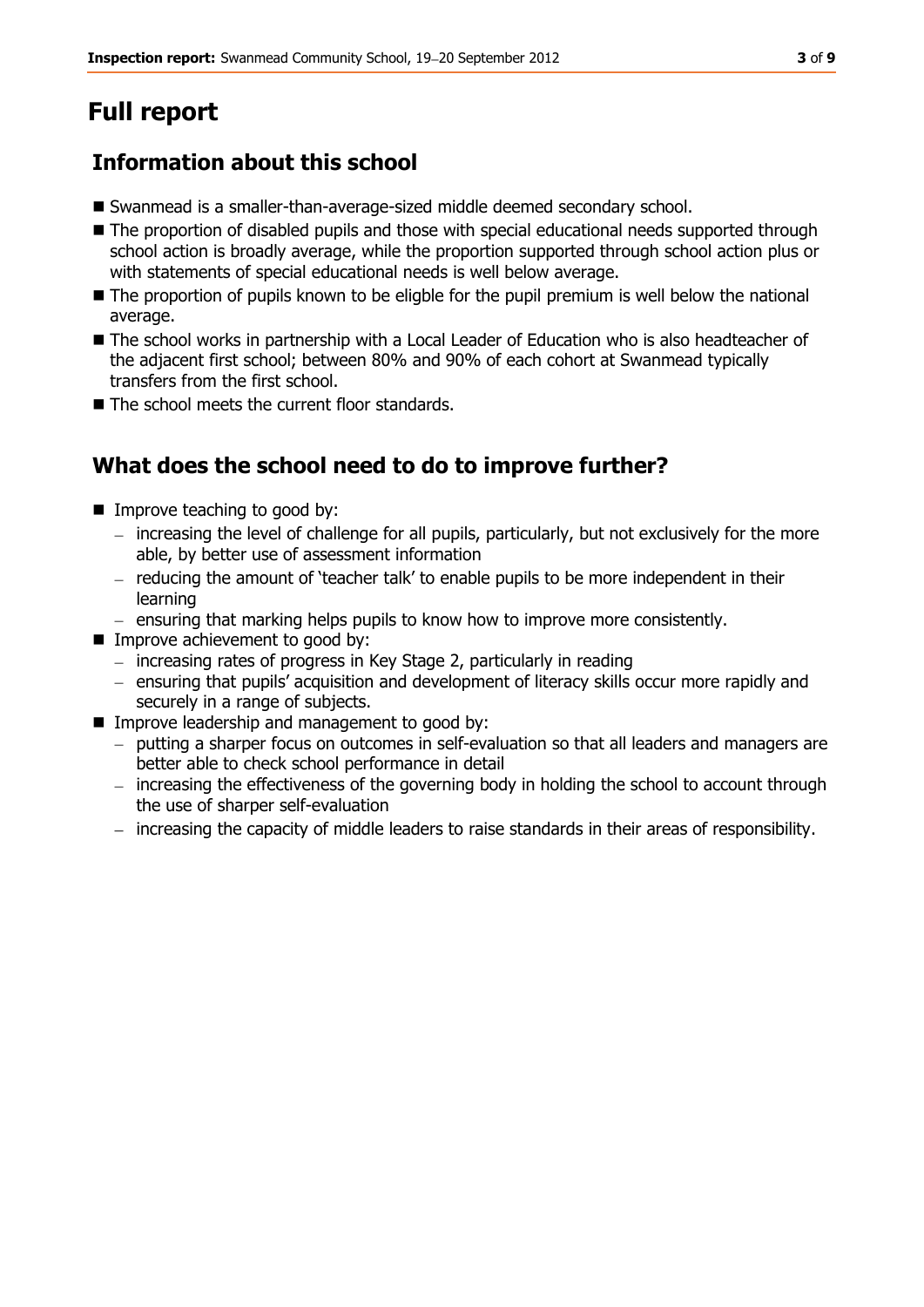# Full report

## Information about this school

- Swanmead is a smaller-than-average-sized middle deemed secondary school.
- The proportion of disabled pupils and those with special educational needs supported through school action is broadly average, while the proportion supported through school action plus or with statements of special educational needs is well below average.
- The proportion of pupils known to be eligble for the pupil premium is well below the national average.
- The school works in partnership with a Local Leader of Education who is also headteacher of the adjacent first school; between 80% and 90% of each cohort at Swanmead typically transfers from the first school.
- The school meets the current floor standards.

## What does the school need to do to improve further?

- Improve teaching to good by:
  - increasing the level of challenge for all pupils, particularly, but not exclusively for the more able, by better use of assessment information
  - reducing the amount of 'teacher talk' to enable pupils to be more independent in their learning
  - ensuring that marking helps pupils to know how to improve more consistently.
- Improve achievement to good by:
  - increasing rates of progress in Key Stage 2, particularly in reading
  - ensuring that pupils' acquisition and development of literacy skills occur more rapidly and securely in a range of subjects.
- Improve leadership and management to good by:
  - putting a sharper focus on outcomes in self-evaluation so that all leaders and managers are better able to check school performance in detail
  - increasing the effectiveness of the governing body in holding the school to account through the use of sharper self-evaluation
  - increasing the capacity of middle leaders to raise standards in their areas of responsibility.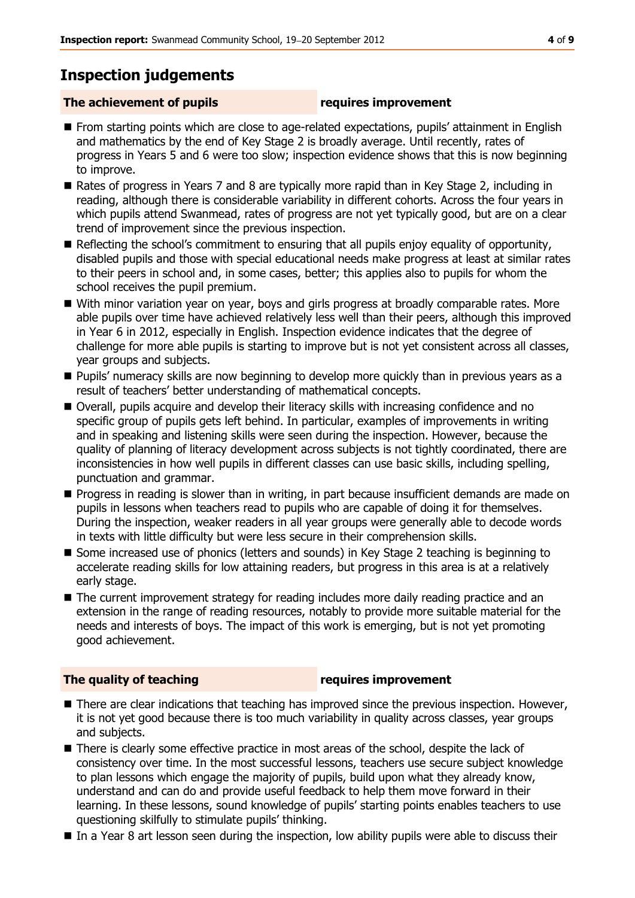## Inspection judgements

| The achievement of pupils | requires improvement |
|---|---|

- From starting points which are close to age-related expectations, pupils' attainment in English and mathematics by the end of Key Stage 2 is broadly average. Until recently, rates of progress in Years 5 and 6 were too slow; inspection evidence shows that this is now beginning to improve.
- Rates of progress in Years 7 and 8 are typically more rapid than in Key Stage 2, including in reading, although there is considerable variability in different cohorts. Across the four years in which pupils attend Swanmead, rates of progress are not yet typically good, but are on a clear trend of improvement since the previous inspection.
- Reflecting the school's commitment to ensuring that all pupils enjoy equality of opportunity, disabled pupils and those with special educational needs make progress at least at similar rates to their peers in school and, in some cases, better; this applies also to pupils for whom the school receives the pupil premium.
- With minor variation year on year, boys and girls progress at broadly comparable rates. More able pupils over time have achieved relatively less well than their peers, although this improved in Year 6 in 2012, especially in English. Inspection evidence indicates that the degree of challenge for more able pupils is starting to improve but is not yet consistent across all classes, year groups and subjects.
- Pupils' numeracy skills are now beginning to develop more quickly than in previous years as a result of teachers' better understanding of mathematical concepts.
- Overall, pupils acquire and develop their literacy skills with increasing confidence and no specific group of pupils gets left behind. In particular, examples of improvements in writing and in speaking and listening skills were seen during the inspection. However, because the quality of planning of literacy development across subjects is not tightly coordinated, there are inconsistencies in how well pupils in different classes can use basic skills, including spelling, punctuation and grammar.
- Progress in reading is slower than in writing, in part because insufficient demands are made on pupils in lessons when teachers read to pupils who are capable of doing it for themselves. During the inspection, weaker readers in all year groups were generally able to decode words in texts with little difficulty but were less secure in their comprehension skills.
- Some increased use of phonics (letters and sounds) in Key Stage 2 teaching is beginning to accelerate reading skills for low attaining readers, but progress in this area is at a relatively early stage.
- The current improvement strategy for reading includes more daily reading practice and an extension in the range of reading resources, notably to provide more suitable material for the needs and interests of boys. The impact of this work is emerging, but is not yet promoting good achievement.

| The quality of teaching | requires improvement |
|---|---|

- There are clear indications that teaching has improved since the previous inspection. However, it is not yet good because there is too much variability in quality across classes, year groups and subjects.
- There is clearly some effective practice in most areas of the school, despite the lack of consistency over time. In the most successful lessons, teachers use secure subject knowledge to plan lessons which engage the majority of pupils, build upon what they already know, understand and can do and provide useful feedback to help them move forward in their learning. In these lessons, sound knowledge of pupils' starting points enables teachers to use questioning skilfully to stimulate pupils' thinking.
- In a Year 8 art lesson seen during the inspection, low ability pupils were able to discuss their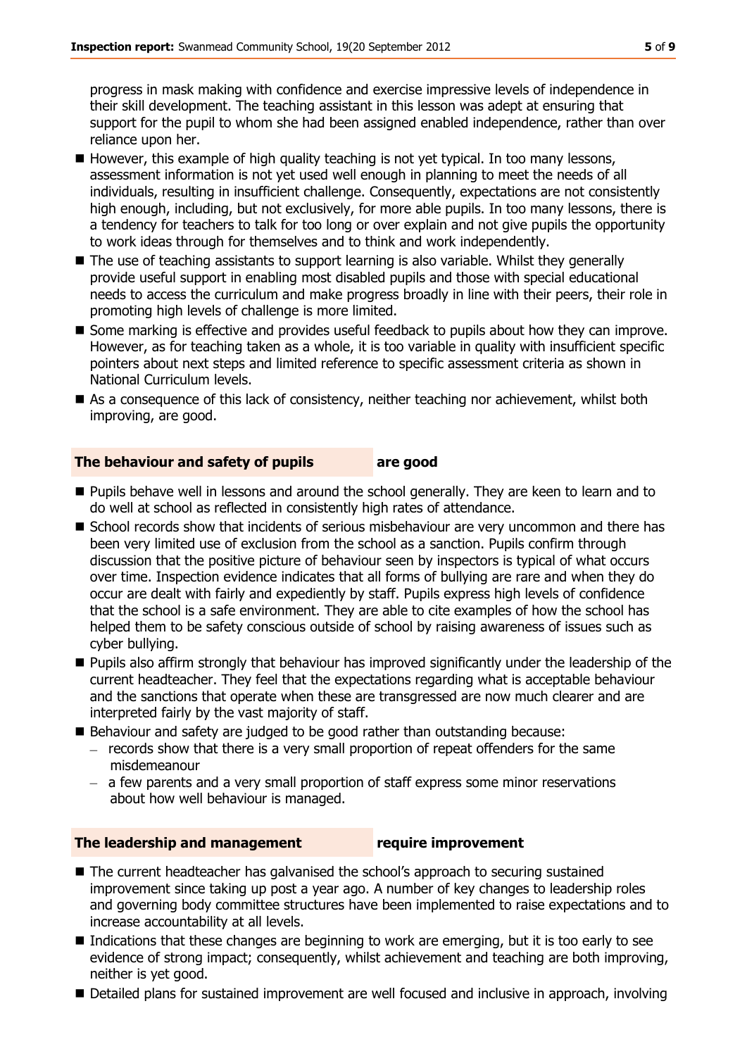progress in mask making with confidence and exercise impressive levels of independence in their skill development. The teaching assistant in this lesson was adept at ensuring that support for the pupil to whom she had been assigned enabled independence, rather than over reliance upon her.

- However, this example of high quality teaching is not yet typical. In too many lessons, assessment information is not yet used well enough in planning to meet the needs of all individuals, resulting in insufficient challenge. Consequently, expectations are not consistently high enough, including, but not exclusively, for more able pupils. In too many lessons, there is a tendency for teachers to talk for too long or over explain and not give pupils the opportunity to work ideas through for themselves and to think and work independently.
- The use of teaching assistants to support learning is also variable. Whilst they generally provide useful support in enabling most disabled pupils and those with special educational needs to access the curriculum and make progress broadly in line with their peers, their role in promoting high levels of challenge is more limited.
- Some marking is effective and provides useful feedback to pupils about how they can improve. However, as for teaching taken as a whole, it is too variable in quality with insufficient specific pointers about next steps and limited reference to specific assessment criteria as shown in National Curriculum levels.
- As a consequence of this lack of consistency, neither teaching nor achievement, whilst both improving, are good.

## The behaviour and safety of pupils — are good

- Pupils behave well in lessons and around the school generally. They are keen to learn and to do well at school as reflected in consistently high rates of attendance.
- School records show that incidents of serious misbehaviour are very uncommon and there has been very limited use of exclusion from the school as a sanction. Pupils confirm through discussion that the positive picture of behaviour seen by inspectors is typical of what occurs over time. Inspection evidence indicates that all forms of bullying are rare and when they do occur are dealt with fairly and expediently by staff. Pupils express high levels of confidence that the school is a safe environment. They are able to cite examples of how the school has helped them to be safety conscious outside of school by raising awareness of issues such as cyber bullying.
- Pupils also affirm strongly that behaviour has improved significantly under the leadership of the current headteacher. They feel that the expectations regarding what is acceptable behaviour and the sanctions that operate when these are transgressed are now much clearer and are interpreted fairly by the vast majority of staff.
- Behaviour and safety are judged to be good rather than outstanding because:
  - records show that there is a very small proportion of repeat offenders for the same misdemeanour
  - a few parents and a very small proportion of staff express some minor reservations about how well behaviour is managed.

## The leadership and management — require improvement

- The current headteacher has galvanised the school's approach to securing sustained improvement since taking up post a year ago. A number of key changes to leadership roles and governing body committee structures have been implemented to raise expectations and to increase accountability at all levels.
- Indications that these changes are beginning to work are emerging, but it is too early to see evidence of strong impact; consequently, whilst achievement and teaching are both improving, neither is yet good.
- Detailed plans for sustained improvement are well focused and inclusive in approach, involving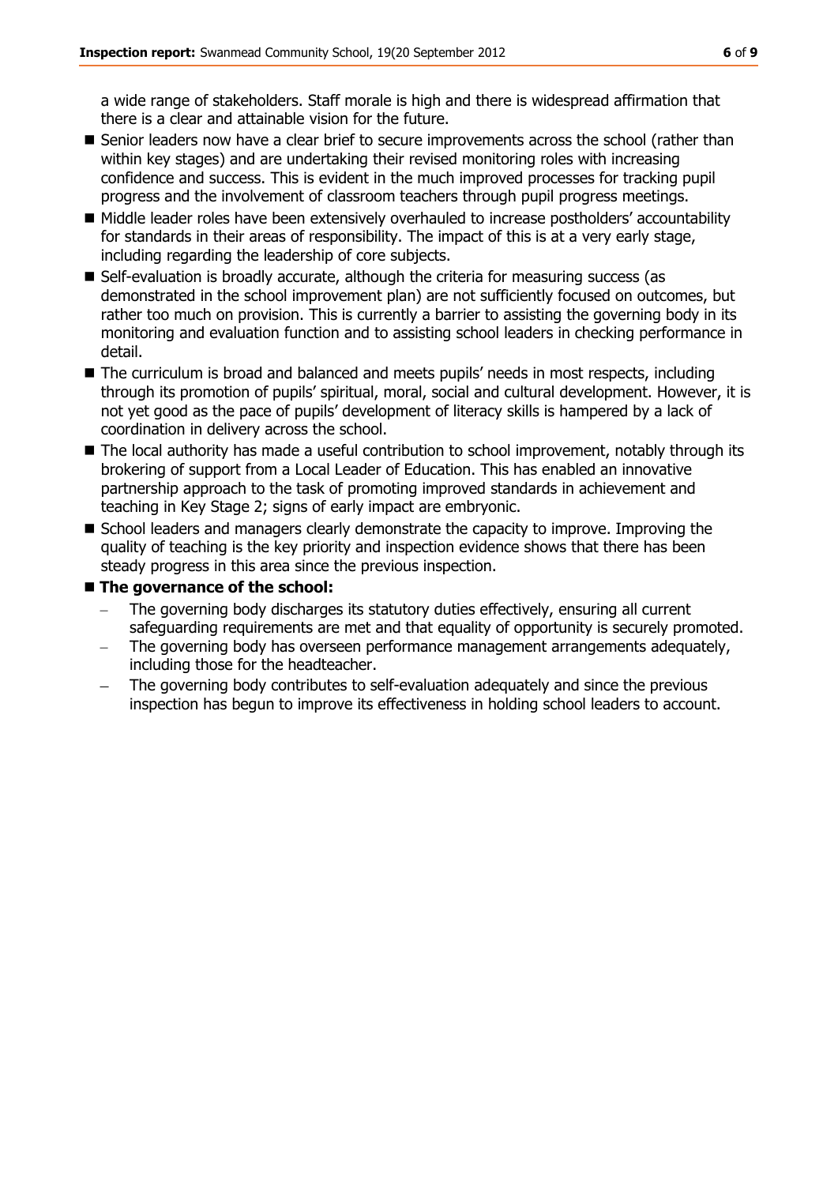a wide range of stakeholders. Staff morale is high and there is widespread affirmation that there is a clear and attainable vision for the future.

- Senior leaders now have a clear brief to secure improvements across the school (rather than within key stages) and are undertaking their revised monitoring roles with increasing confidence and success. This is evident in the much improved processes for tracking pupil progress and the involvement of classroom teachers through pupil progress meetings.
- Middle leader roles have been extensively overhauled to increase postholders' accountability for standards in their areas of responsibility. The impact of this is at a very early stage, including regarding the leadership of core subjects.
- Self-evaluation is broadly accurate, although the criteria for measuring success (as demonstrated in the school improvement plan) are not sufficiently focused on outcomes, but rather too much on provision. This is currently a barrier to assisting the governing body in its monitoring and evaluation function and to assisting school leaders in checking performance in detail.
- The curriculum is broad and balanced and meets pupils' needs in most respects, including through its promotion of pupils' spiritual, moral, social and cultural development. However, it is not yet good as the pace of pupils' development of literacy skills is hampered by a lack of coordination in delivery across the school.
- The local authority has made a useful contribution to school improvement, notably through its brokering of support from a Local Leader of Education. This has enabled an innovative partnership approach to the task of promoting improved standards in achievement and teaching in Key Stage 2; signs of early impact are embryonic.
- School leaders and managers clearly demonstrate the capacity to improve. Improving the quality of teaching is the key priority and inspection evidence shows that there has been steady progress in this area since the previous inspection.
- **The governance of the school:**
  - The governing body discharges its statutory duties effectively, ensuring all current safeguarding requirements are met and that equality of opportunity is securely promoted.
  - The governing body has overseen performance management arrangements adequately, including those for the headteacher.
  - The governing body contributes to self-evaluation adequately and since the previous inspection has begun to improve its effectiveness in holding school leaders to account.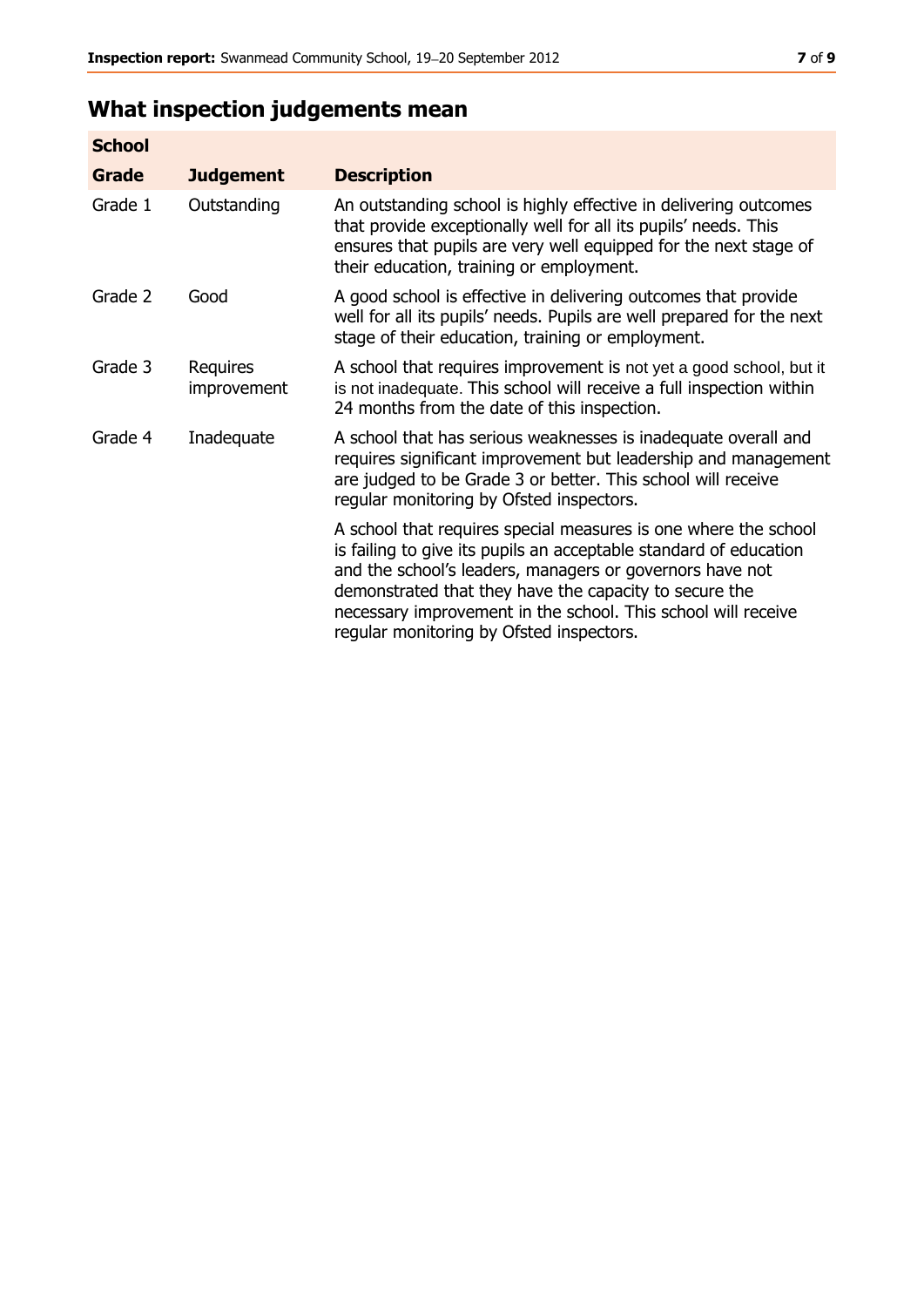## What inspection judgements mean

| School Grade | Judgement | Description |
|---|---|---|
| Grade 1 | Outstanding | An outstanding school is highly effective in delivering outcomes that provide exceptionally well for all its pupils' needs. This ensures that pupils are very well equipped for the next stage of their education, training or employment. |
| Grade 2 | Good | A good school is effective in delivering outcomes that provide well for all its pupils' needs. Pupils are well prepared for the next stage of their education, training or employment. |
| Grade 3 | Requires improvement | A school that requires improvement is not yet a good school, but it is not inadequate. This school will receive a full inspection within 24 months from the date of this inspection. |
| Grade 4 | Inadequate | A school that has serious weaknesses is inadequate overall and requires significant improvement but leadership and management are judged to be Grade 3 or better. This school will receive regular monitoring by Ofsted inspectors. |
| | | A school that requires special measures is one where the school is failing to give its pupils an acceptable standard of education and the school's leaders, managers or governors have not demonstrated that they have the capacity to secure the necessary improvement in the school. This school will receive regular monitoring by Ofsted inspectors. |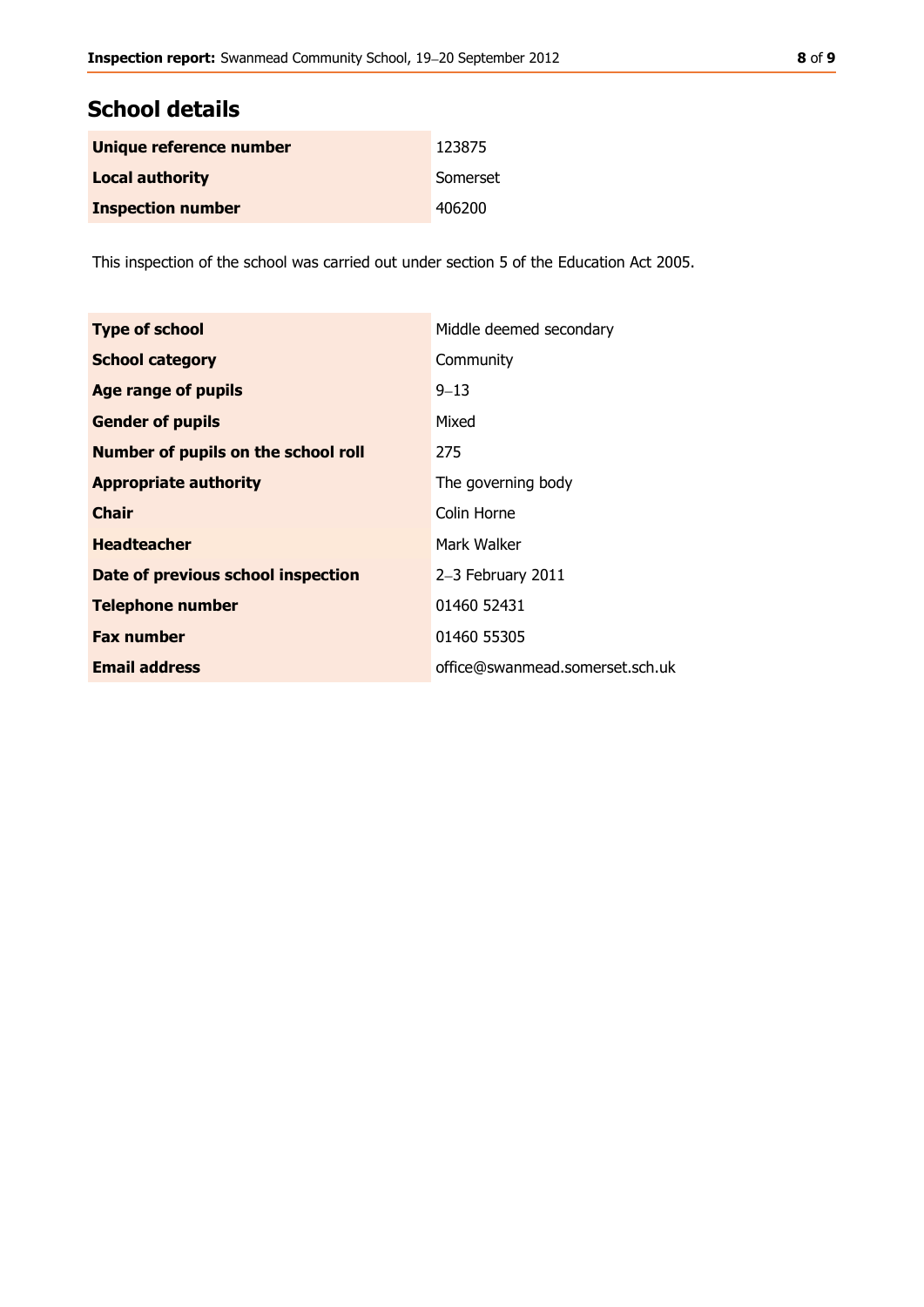## School details

| | |
|---|---|
| **Unique reference number** | 123875 |
| **Local authority** | Somerset |
| **Inspection number** | 406200 |

This inspection of the school was carried out under section 5 of the Education Act 2005.

| | |
|---|---|
| **Type of school** | Middle deemed secondary |
| **School category** | Community |
| **Age range of pupils** | 9–13 |
| **Gender of pupils** | Mixed |
| **Number of pupils on the school roll** | 275 |
| **Appropriate authority** | The governing body |
| **Chair** | Colin Horne |
| **Headteacher** | Mark Walker |
| **Date of previous school inspection** | 2–3 February 2011 |
| **Telephone number** | 01460 52431 |
| **Fax number** | 01460 55305 |
| **Email address** | office@swanmead.somerset.sch.uk |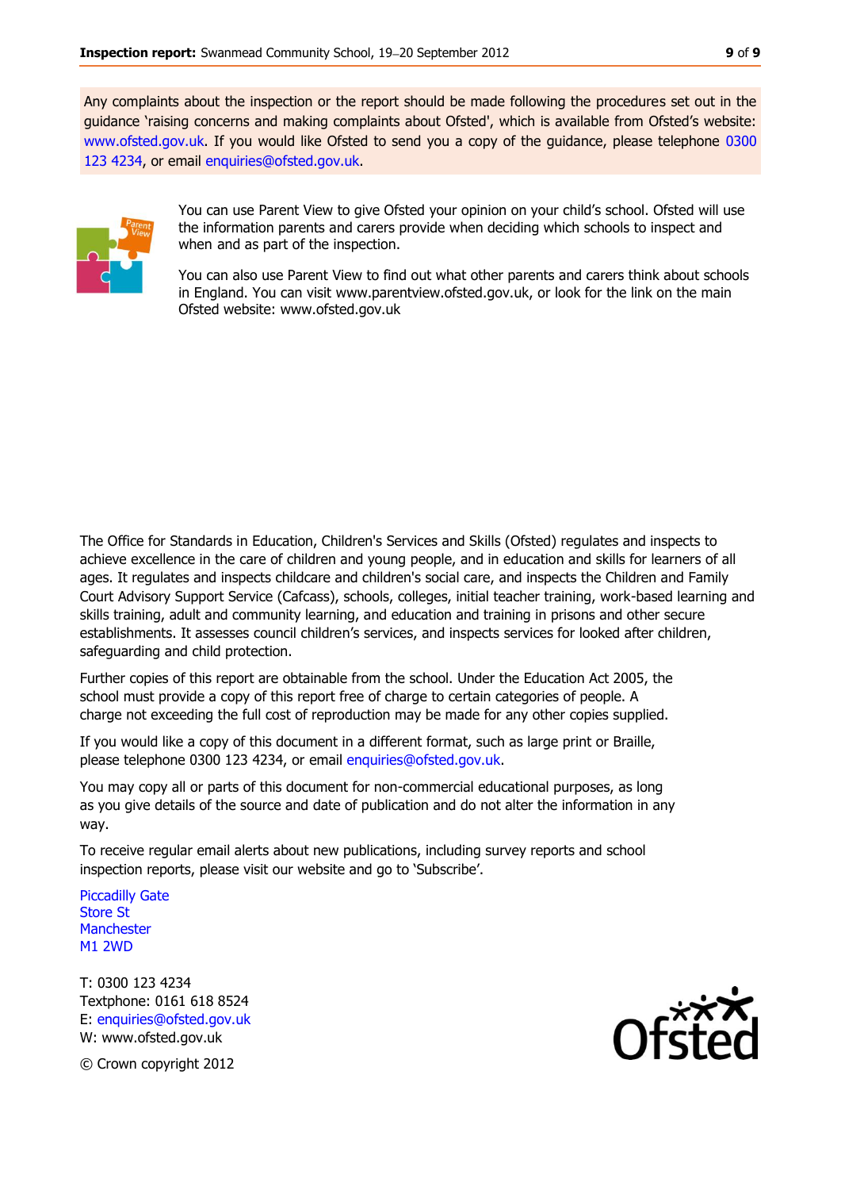Any complaints about the inspection or the report should be made following the procedures set out in the guidance 'raising concerns and making complaints about Ofsted', which is available from Ofsted's website: www.ofsted.gov.uk. If you would like Ofsted to send you a copy of the guidance, please telephone 0300 123 4234, or email enquiries@ofsted.gov.uk.

You can use Parent View to give Ofsted your opinion on your child's school. Ofsted will use the information parents and carers provide when deciding which schools to inspect and when and as part of the inspection.

You can also use Parent View to find out what other parents and carers think about schools in England. You can visit www.parentview.ofsted.gov.uk, or look for the link on the main Ofsted website: www.ofsted.gov.uk

The Office for Standards in Education, Children's Services and Skills (Ofsted) regulates and inspects to achieve excellence in the care of children and young people, and in education and skills for learners of all ages. It regulates and inspects childcare and children's social care, and inspects the Children and Family Court Advisory Support Service (Cafcass), schools, colleges, initial teacher training, work-based learning and skills training, adult and community learning, and education and training in prisons and other secure establishments. It assesses council children's services, and inspects services for looked after children, safeguarding and child protection.

Further copies of this report are obtainable from the school. Under the Education Act 2005, the school must provide a copy of this report free of charge to certain categories of people. A charge not exceeding the full cost of reproduction may be made for any other copies supplied.

If you would like a copy of this document in a different format, such as large print or Braille, please telephone 0300 123 4234, or email enquiries@ofsted.gov.uk.

You may copy all or parts of this document for non-commercial educational purposes, as long as you give details of the source and date of publication and do not alter the information in any way.

To receive regular email alerts about new publications, including survey reports and school inspection reports, please visit our website and go to 'Subscribe'.

Piccadilly Gate
Store St
Manchester
M1 2WD

T: 0300 123 4234
Textphone: 0161 618 8524
E: enquiries@ofsted.gov.uk
W: www.ofsted.gov.uk

© Crown copyright 2012